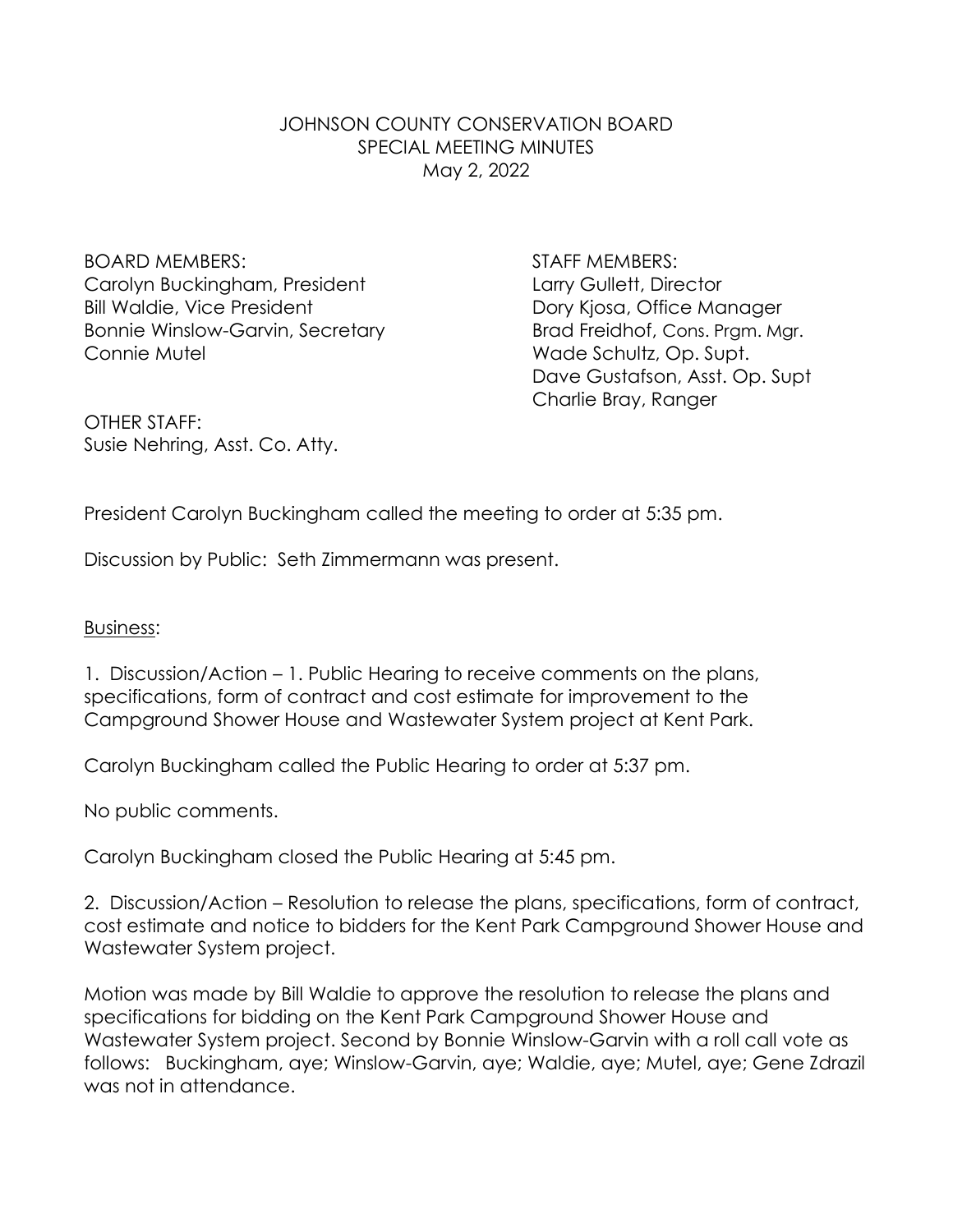JOHNSON COUNTY CONSERVATION BOARD
SPECIAL MEETING MINUTES
May 2, 2022

BOARD MEMBERS:
Carolyn Buckingham, President
Bill Waldie, Vice President
Bonnie Winslow-Garvin, Secretary
Connie Mutel

STAFF MEMBERS:
Larry Gullett, Director
Dory Kjosa, Office Manager
Brad Freidhof, Cons. Prgm. Mgr.
Wade Schultz, Op. Supt.
Dave Gustafson, Asst. Op. Supt
Charlie Bray, Ranger

OTHER STAFF:
Susie Nehring, Asst. Co. Atty.

President Carolyn Buckingham called the meeting to order at 5:35 pm.

Discussion by Public: Seth Zimmermann was present.

Business:

1. Discussion/Action – 1. Public Hearing to receive comments on the plans, specifications, form of contract and cost estimate for improvement to the Campground Shower House and Wastewater System project at Kent Park.

Carolyn Buckingham called the Public Hearing to order at 5:37 pm.

No public comments.

Carolyn Buckingham closed the Public Hearing at 5:45 pm.

2. Discussion/Action – Resolution to release the plans, specifications, form of contract, cost estimate and notice to bidders for the Kent Park Campground Shower House and Wastewater System project.

Motion was made by Bill Waldie to approve the resolution to release the plans and specifications for bidding on the Kent Park Campground Shower House and Wastewater System project. Second by Bonnie Winslow-Garvin with a roll call vote as follows: Buckingham, aye; Winslow-Garvin, aye; Waldie, aye; Mutel, aye; Gene Zdrazil was not in attendance.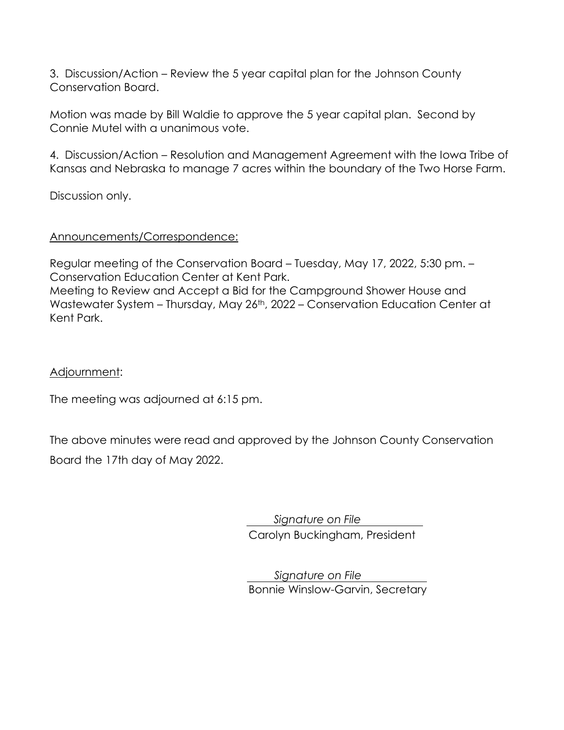3. Discussion/Action – Review the 5 year capital plan for the Johnson County Conservation Board.

Motion was made by Bill Waldie to approve the 5 year capital plan. Second by Connie Mutel with a unanimous vote.

4. Discussion/Action – Resolution and Management Agreement with the Iowa Tribe of Kansas and Nebraska to manage 7 acres within the boundary of the Two Horse Farm.

Discussion only.

Announcements/Correspondence:

Regular meeting of the Conservation Board – Tuesday, May 17, 2022, 5:30 pm. – Conservation Education Center at Kent Park.
Meeting to Review and Accept a Bid for the Campground Shower House and Wastewater System – Thursday, May 26th, 2022 – Conservation Education Center at Kent Park.

Adjournment:

The meeting was adjourned at 6:15 pm.

The above minutes were read and approved by the Johnson County Conservation Board the 17th day of May 2022.

*Signature on File*
Carolyn Buckingham, President

*Signature on File*
Bonnie Winslow-Garvin, Secretary